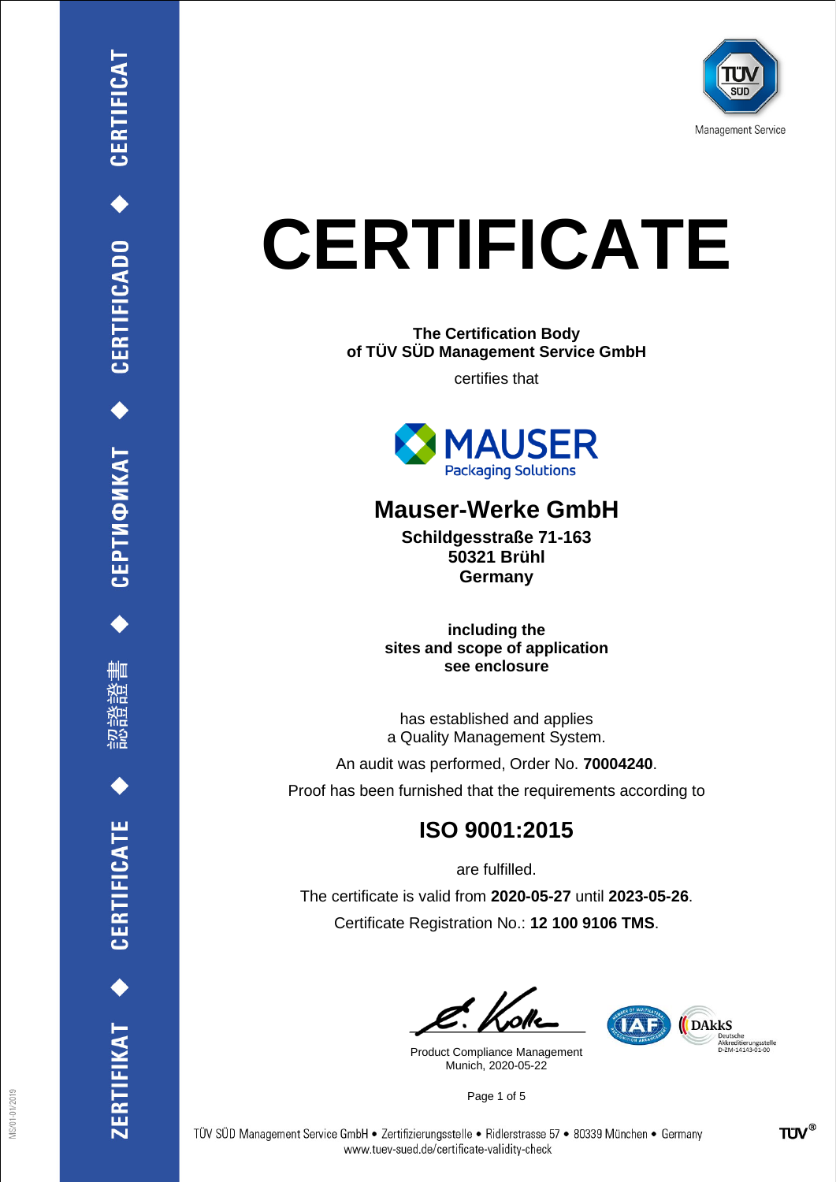ZERTIFIKAT ◆ CERTIFICATE ◆ 認證證書 ◆ СЕРТИФИКАТ ◆ CERTIFICADO ◆ CERTIFICAT

TÜV SÜD

Management Service

# CERTIFICATE

**The Certification Body**
**of TÜV SÜD Management Service GmbH**

certifies that

MAUSER
Packaging Solutions

## Mauser-Werke GmbH

**Schildgesstraße 71-163**
**50321 Brühl**
**Germany**

**including the**
**sites and scope of application**
**see enclosure**

has established and applies
a Quality Management System.

An audit was performed, Order No. **70004240**.

Proof has been furnished that the requirements according to

## ISO 9001:2015

are fulfilled.

The certificate is valid from **2020-05-27** until **2023-05-26**.

Certificate Registration No.: **12 100 9106 TMS**.

Product Compliance Management
Munich, 2020-05-22

IAF · DAkkS Deutsche Akkreditierungsstelle D-ZM-14143-01-00

TÜV SÜD Management Service GmbH • Zertifizierungsstelle • Ridlerstrasse 57 • 80339 München • Germany
www.tuev-sued.de/certificate-validity-check

TÜV®

MS/01-01/2019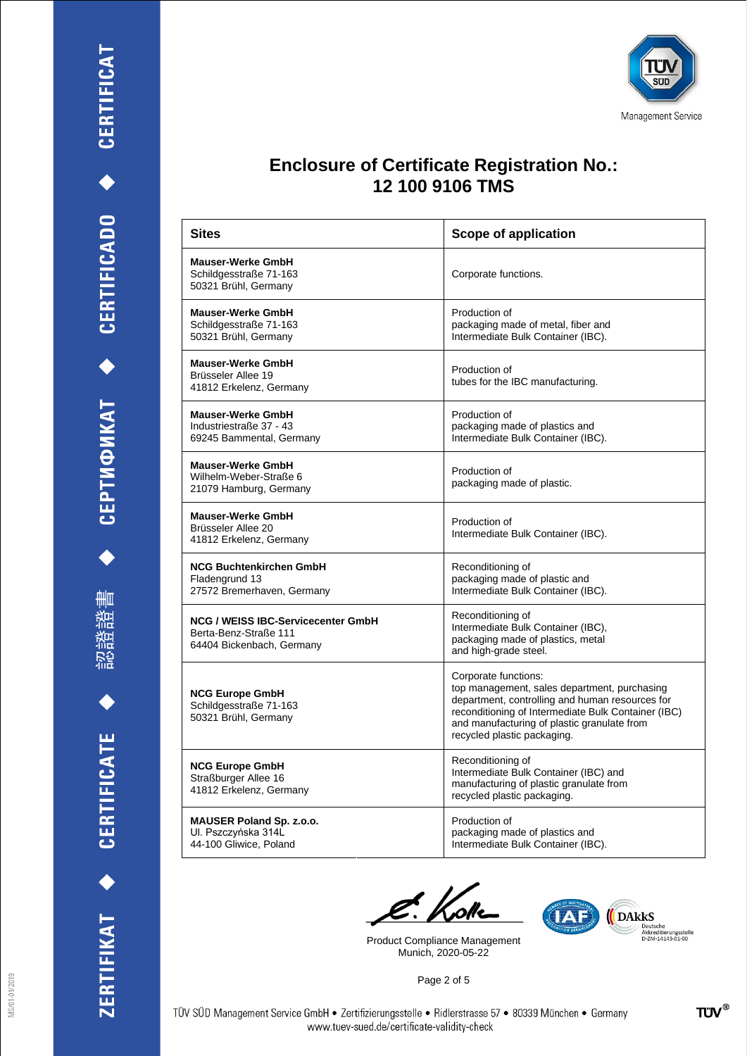# Enclosure of Certificate Registration No.: 12 100 9106 TMS

| Sites | Scope of application |
| --- | --- |
| **Mauser-Werke GmbH**<br>Schildgesstraße 71-163<br>50321 Brühl, Germany | Corporate functions. |
| **Mauser-Werke GmbH**<br>Schildgesstraße 71-163<br>50321 Brühl, Germany | Production of<br>packaging made of metal, fiber and Intermediate Bulk Container (IBC). |
| **Mauser-Werke GmbH**<br>Brüsseler Allee 19<br>41812 Erkelenz, Germany | Production of<br>tubes for the IBC manufacturing. |
| **Mauser-Werke GmbH**<br>Industriestraße 37 - 43<br>69245 Bammental, Germany | Production of<br>packaging made of plastics and Intermediate Bulk Container (IBC). |
| **Mauser-Werke GmbH**<br>Wilhelm-Weber-Straße 6<br>21079 Hamburg, Germany | Production of<br>packaging made of plastic. |
| **Mauser-Werke GmbH**<br>Brüsseler Allee 20<br>41812 Erkelenz, Germany | Production of<br>Intermediate Bulk Container (IBC). |
| **NCG Buchtenkirchen GmbH**<br>Fladengrund 13<br>27572 Bremerhaven, Germany | Reconditioning of<br>packaging made of plastic and Intermediate Bulk Container (IBC). |
| **NCG / WEISS IBC-Servicecenter GmbH**<br>Berta-Benz-Straße 111<br>64404 Bickenbach, Germany | Reconditioning of<br>Intermediate Bulk Container (IBC), packaging made of plastics, metal and high-grade steel. |
| **NCG Europe GmbH**<br>Schildgesstraße 71-163<br>50321 Brühl, Germany | Corporate functions:<br>top management, sales department, purchasing department, controlling and human resources for reconditioning of Intermediate Bulk Container (IBC) and manufacturing of plastic granulate from recycled plastic packaging. |
| **NCG Europe GmbH**<br>Straßburger Allee 16<br>41812 Erkelenz, Germany | Reconditioning of<br>Intermediate Bulk Container (IBC) and manufacturing of plastic granulate from recycled plastic packaging. |
| **MAUSER Poland Sp. z.o.o.**<br>Ul. Pszczyńska 314L<br>44-100 Gliwice, Poland | Production of<br>packaging made of plastics and Intermediate Bulk Container (IBC). |

Product Compliance Management
Munich, 2020-05-22

TÜV SÜD Management Service GmbH • Zertifizierungsstelle • Ridlerstrasse 57 • 80339 München • Germany
www.tuev-sued.de/certificate-validity-check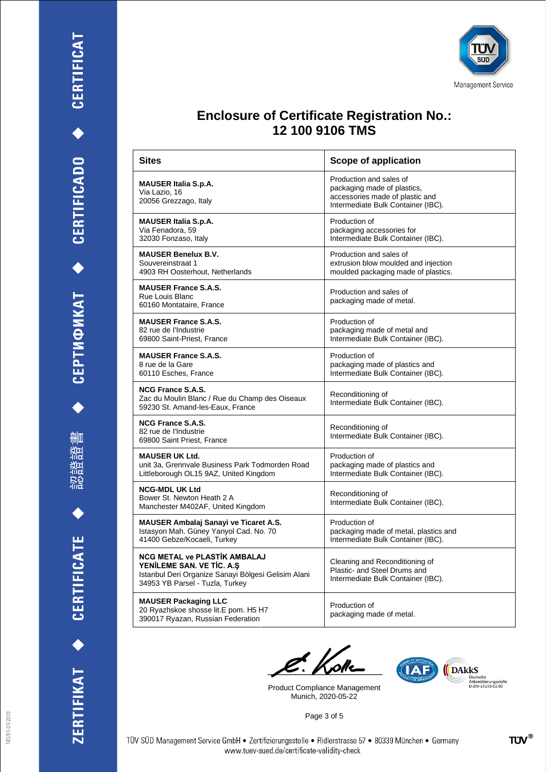# Enclosure of Certificate Registration No.: 12 100 9106 TMS

| Sites | Scope of application |
|---|---|
| **MAUSER Italia S.p.A.**<br>Via Lazio, 16<br>20056 Grezzago, Italy | Production and sales of packaging made of plastics, accessories made of plastic and Intermediate Bulk Container (IBC). |
| **MAUSER Italia S.p.A.**<br>Via Fenadora, 59<br>32030 Fonzaso, Italy | Production of packaging accessories for Intermediate Bulk Container (IBC). |
| **MAUSER Benelux B.V.**<br>Souvereinstraat 1<br>4903 RH Oosterhout, Netherlands | Production and sales of extrusion blow moulded and injection moulded packaging made of plastics. |
| **MAUSER France S.A.S.**<br>Rue Louis Blanc<br>60160 Montataire, France | Production and sales of packaging made of metal. |
| **MAUSER France S.A.S.**<br>82 rue de l'Industrie<br>69800 Saint-Priest, France | Production of packaging made of metal and Intermediate Bulk Container (IBC). |
| **MAUSER France S.A.S.**<br>8 rue de la Gare<br>60110 Esches, France | Production of packaging made of plastics and Intermediate Bulk Container (IBC). |
| **NCG France S.A.S.**<br>Zac du Moulin Blanc / Rue du Champ des Oiseaux<br>59230 St. Amand-les-Eaux, France | Reconditioning of Intermediate Bulk Container (IBC). |
| **NCG France S.A.S.**<br>82 rue de l'Industrie<br>69800 Saint Priest, France | Reconditioning of Intermediate Bulk Container (IBC). |
| **MAUSER UK Ltd.**<br>unit 3a, Grennvale Business Park Todmorden Road<br>Littleborough OL15 9AZ, United Kingdom | Production of packaging made of plastics and Intermediate Bulk Container (IBC). |
| **NCG-MDL UK Ltd**<br>Bower St. Newton Heath 2 A<br>Manchester M402AF, United Kingdom | Reconditioning of Intermediate Bulk Container (IBC). |
| **MAUSER Ambalaj Sanayi ve Ticaret A.S.**<br>Istasyon Mah. Güney Yanyol Cad. No. 70<br>41400 Gebze/Kocaeli, Turkey | Production of packaging made of metal, plastics and Intermediate Bulk Container (IBC). |
| **NCG METAL ve PLASTİK AMBALAJ YENİLEME SAN. VE TİC. A.Ş**<br>Istanbul Deri Organize Sanayi Bölgesi Gelisim Alani<br>34953 YB Parsel - Tuzla, Turkey | Cleaning and Reconditioning of Plastic- and Steel Drums and Intermediate Bulk Container (IBC). |
| **MAUSER Packaging LLC**<br>20 Ryazhskoe shosse lit.E pom. H5 H7<br>390017 Ryazan, Russian Federation | Production of packaging made of metal. |

Product Compliance Management
Munich, 2020-05-22

TÜV SÜD Management Service GmbH • Zertifizierungsstelle • Ridlerstrasse 57 • 80339 München • Germany
www.tuev-sued.de/certificate-validity-check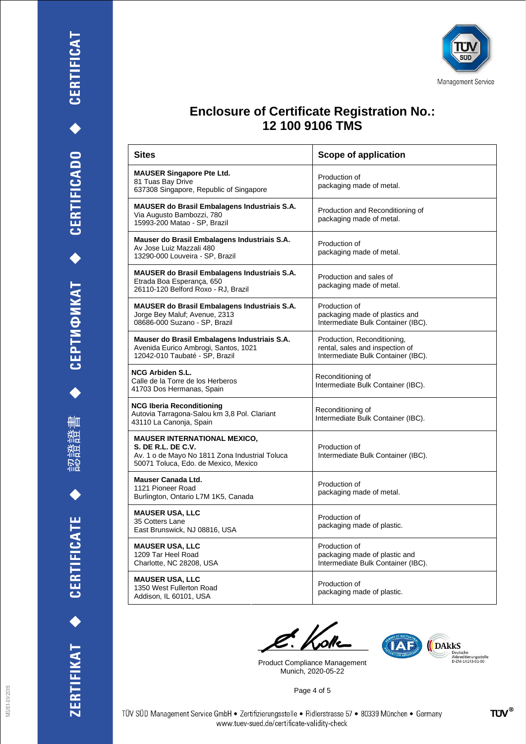Management Service

# Enclosure of Certificate Registration No.: 12 100 9106 TMS

| Sites | Scope of application |
|---|---|
| **MAUSER Singapore Pte Ltd.**<br>81 Tuas Bay Drive<br>637308 Singapore, Republic of Singapore | Production of packaging made of metal. |
| **MAUSER do Brasil Embalagens Industriais S.A.**<br>Via Augusto Bambozzi, 780<br>15993-200 Matao - SP, Brazil | Production and Reconditioning of packaging made of metal. |
| **Mauser do Brasil Embalagens Industriais S.A.**<br>Av Jose Luiz Mazzali 480<br>13290-000 Louveira - SP, Brazil | Production of packaging made of metal. |
| **MAUSER do Brasil Embalagens Industriais S.A.**<br>Etrada Boa Esperança, 650<br>26110-120 Belford Roxo - RJ, Brazil | Production and sales of packaging made of metal. |
| **MAUSER do Brasil Embalagens Industriais S.A.**<br>Jorge Bey Maluf; Avenue, 2313<br>08686-000 Suzano - SP, Brazil | Production of packaging made of plastics and Intermediate Bulk Container (IBC). |
| **Mauser do Brasil Embalagens Industriais S.A.**<br>Avenida Eurico Ambrogi, Santos, 1021<br>12042-010 Taubaté - SP, Brazil | Production, Reconditioning, rental, sales and inspection of Intermediate Bulk Container (IBC). |
| **NCG Arbiden S.L.**<br>Calle de la Torre de los Herberos<br>41703 Dos Hermanas, Spain | Reconditioning of Intermediate Bulk Container (IBC). |
| **NCG Iberia Reconditioning**<br>Autovia Tarragona-Salou km 3,8 Pol. Clariant<br>43110 La Canonja, Spain | Reconditioning of Intermediate Bulk Container (IBC). |
| **MAUSER INTERNATIONAL MEXICO, S. DE R.L. DE C.V.**<br>Av. 1 o de Mayo No 1811 Zona Industrial Toluca<br>50071 Toluca, Edo. de Mexico, Mexico | Production of Intermediate Bulk Container (IBC). |
| **Mauser Canada Ltd.**<br>1121 Pioneer Road<br>Burlington, Ontario L7M 1K5, Canada | Production of packaging made of metal. |
| **MAUSER USA, LLC**<br>35 Cotters Lane<br>East Brunswick, NJ 08816, USA | Production of packaging made of plastic. |
| **MAUSER USA, LLC**<br>1209 Tar Heel Road<br>Charlotte, NC 28208, USA | Production of packaging made of plastic and Intermediate Bulk Container (IBC). |
| **MAUSER USA, LLC**<br>1350 West Fullerton Road<br>Addison, IL 60101, USA | Production of packaging made of plastic. |

Product Compliance Management
Munich, 2020-05-22

DAkkS Deutsche Akkreditierungsstelle D-ZM-14143-01-00

TÜV SÜD Management Service GmbH • Zertifizierungsstelle • Ridlerstrasse 57 • 80339 München • Germany
www.tuev-sued.de/certificate-validity-check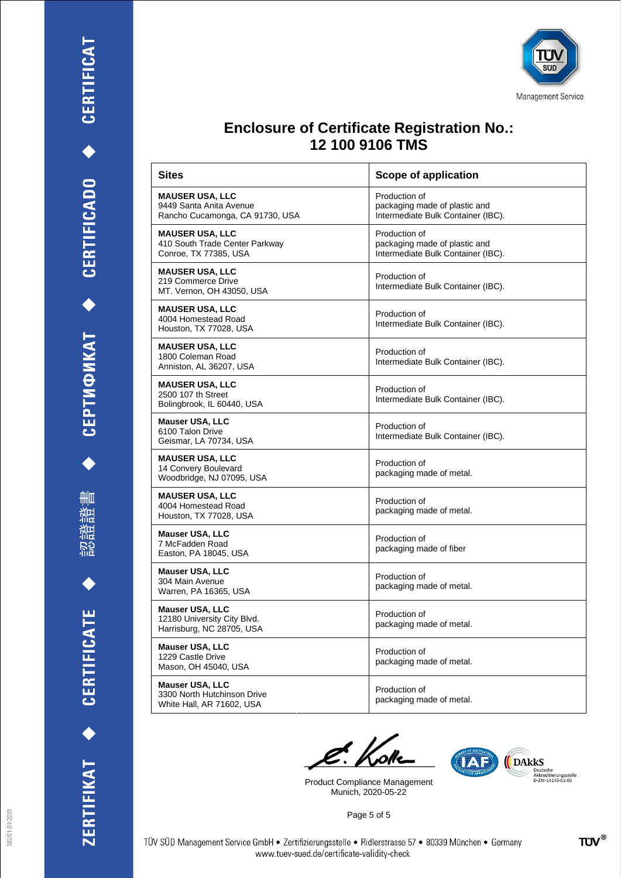TÜV SÜD

Management Service

# Enclosure of Certificate Registration No.: 12 100 9106 TMS

| Sites | Scope of application |
|---|---|
| **MAUSER USA, LLC**<br>9449 Santa Anita Avenue<br>Rancho Cucamonga, CA 91730, USA | Production of<br>packaging made of plastic and<br>Intermediate Bulk Container (IBC). |
| **MAUSER USA, LLC**<br>410 South Trade Center Parkway<br>Conroe, TX 77385, USA | Production of<br>packaging made of plastic and<br>Intermediate Bulk Container (IBC). |
| **MAUSER USA, LLC**<br>219 Commerce Drive<br>MT. Vernon, OH 43050, USA | Production of<br>Intermediate Bulk Container (IBC). |
| **MAUSER USA, LLC**<br>4004 Homestead Road<br>Houston, TX 77028, USA | Production of<br>Intermediate Bulk Container (IBC). |
| **MAUSER USA, LLC**<br>1800 Coleman Road<br>Anniston, AL 36207, USA | Production of<br>Intermediate Bulk Container (IBC). |
| **MAUSER USA, LLC**<br>2500 107 th Street<br>Bolingbrook, IL 60440, USA | Production of<br>Intermediate Bulk Container (IBC). |
| **Mauser USA, LLC**<br>6100 Talon Drive<br>Geismar, LA 70734, USA | Production of<br>Intermediate Bulk Container (IBC). |
| **MAUSER USA, LLC**<br>14 Convery Boulevard<br>Woodbridge, NJ 07095, USA | Production of<br>packaging made of metal. |
| **MAUSER USA, LLC**<br>4004 Homestead Road<br>Houston, TX 77028, USA | Production of<br>packaging made of metal. |
| **Mauser USA, LLC**<br>7 McFadden Road<br>Easton, PA 18045, USA | Production of<br>packaging made of fiber |
| **Mauser USA, LLC**<br>304 Main Avenue<br>Warren, PA 16365, USA | Production of<br>packaging made of metal. |
| **Mauser USA, LLC**<br>12180 University City Blvd.<br>Harrisburg, NC 28705, USA | Production of<br>packaging made of metal. |
| **Mauser USA, LLC**<br>1229 Castle Drive<br>Mason, OH 45040, USA | Production of<br>packaging made of metal. |
| **Mauser USA, LLC**<br>3300 North Hutchinson Drive<br>White Hall, AR 71602, USA | Production of<br>packaging made of metal. |

Product Compliance Management
Munich, 2020-05-22

DAkkS Deutsche Akkreditierungsstelle D-ZM-14143-01-00

TÜV SÜD Management Service GmbH • Zertifizierungsstelle • Ridlerstrasse 57 • 80339 München • Germany
www.tuev-sued.de/certificate-validity-check